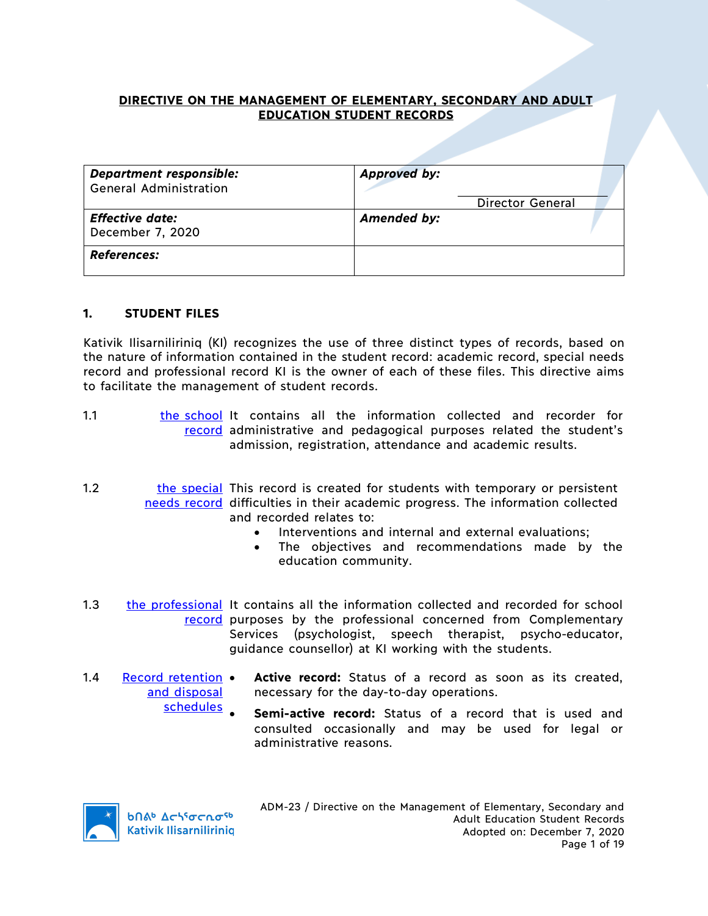**DIRECTIVE ON THE MANAGEMENT OF ELEMENTARY, SECONDARY AND ADULT EDUCATION STUDENT RECORDS**

| ***Department responsible:*** General Administration | ***Approved by:*** Director General |
|---|---|
| ***Effective date:*** December 7, 2020 | ***Amended by:*** |
| ***References:*** | |

## 1. STUDENT FILES

Kativik Ilisarniliriniq (KI) recognizes the use of three distinct types of records, based on the nature of information contained in the student record: academic record, special needs record and professional record KI is the owner of each of these files. This directive aims to facilitate the management of student records.

1.1 the school record — It contains all the information collected and recorder for administrative and pedagogical purposes related the student's admission, registration, attendance and academic results.

1.2 the special needs record — This record is created for students with temporary or persistent difficulties in their academic progress. The information collected and recorded relates to:

- Interventions and internal and external evaluations;
- The objectives and recommendations made by the education community.

1.3 the professional record — It contains all the information collected and recorded for school purposes by the professional concerned from Complementary Services (psychologist, speech therapist, psycho-educator, guidance counsellor) at KI working with the students.

1.4 Record retention and disposal schedules

- **Active record:** Status of a record as soon as its created, necessary for the day-to-day operations.
- **Semi-active record:** Status of a record that is used and consulted occasionally and may be used for legal or administrative reasons.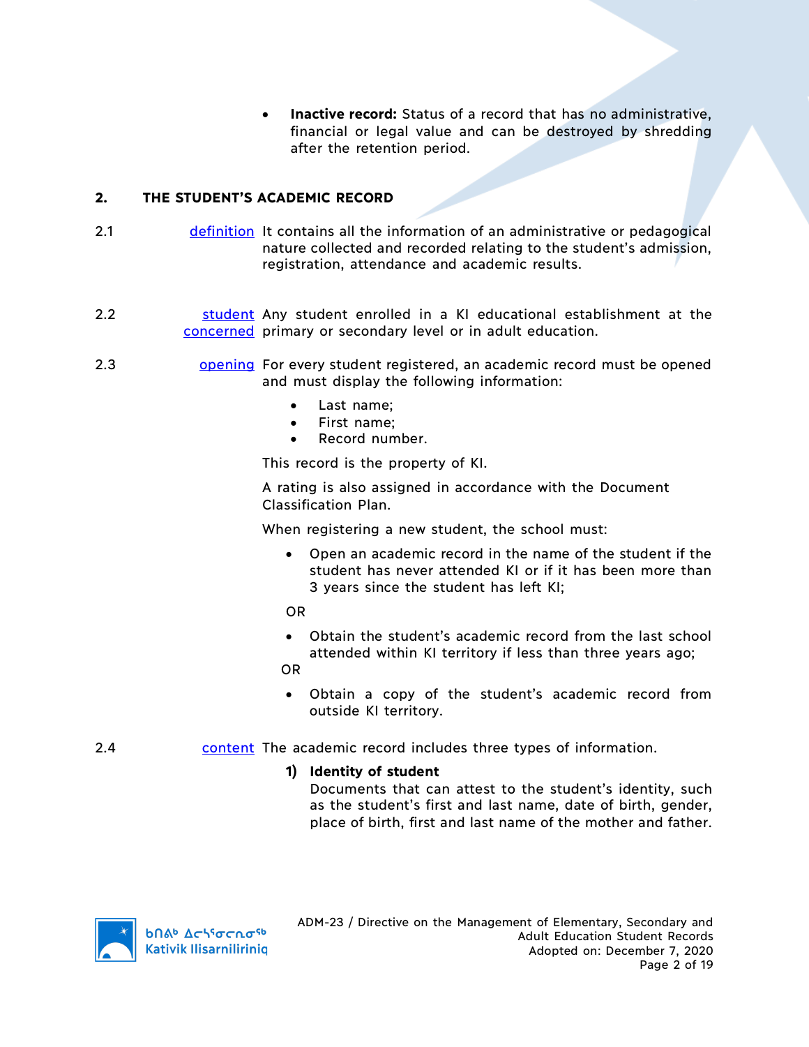- **Inactive record:** Status of a record that has no administrative, financial or legal value and can be destroyed by shredding after the retention period.

## 2. THE STUDENT'S ACADEMIC RECORD

2.1 definition — It contains all the information of an administrative or pedagogical nature collected and recorded relating to the student's admission, registration, attendance and academic results.

2.2 student concerned — Any student enrolled in a KI educational establishment at the primary or secondary level or in adult education.

2.3 opening — For every student registered, an academic record must be opened and must display the following information:

- Last name;
- First name;
- Record number.

This record is the property of KI.

A rating is also assigned in accordance with the Document Classification Plan.

When registering a new student, the school must:

- Open an academic record in the name of the student if the student has never attended KI or if it has been more than 3 years since the student has left KI;

OR

- Obtain the student's academic record from the last school attended within KI territory if less than three years ago;

OR

- Obtain a copy of the student's academic record from outside KI territory.

2.4 content — The academic record includes three types of information.

**1) Identity of student**
Documents that can attest to the student's identity, such as the student's first and last name, date of birth, gender, place of birth, first and last name of the mother and father.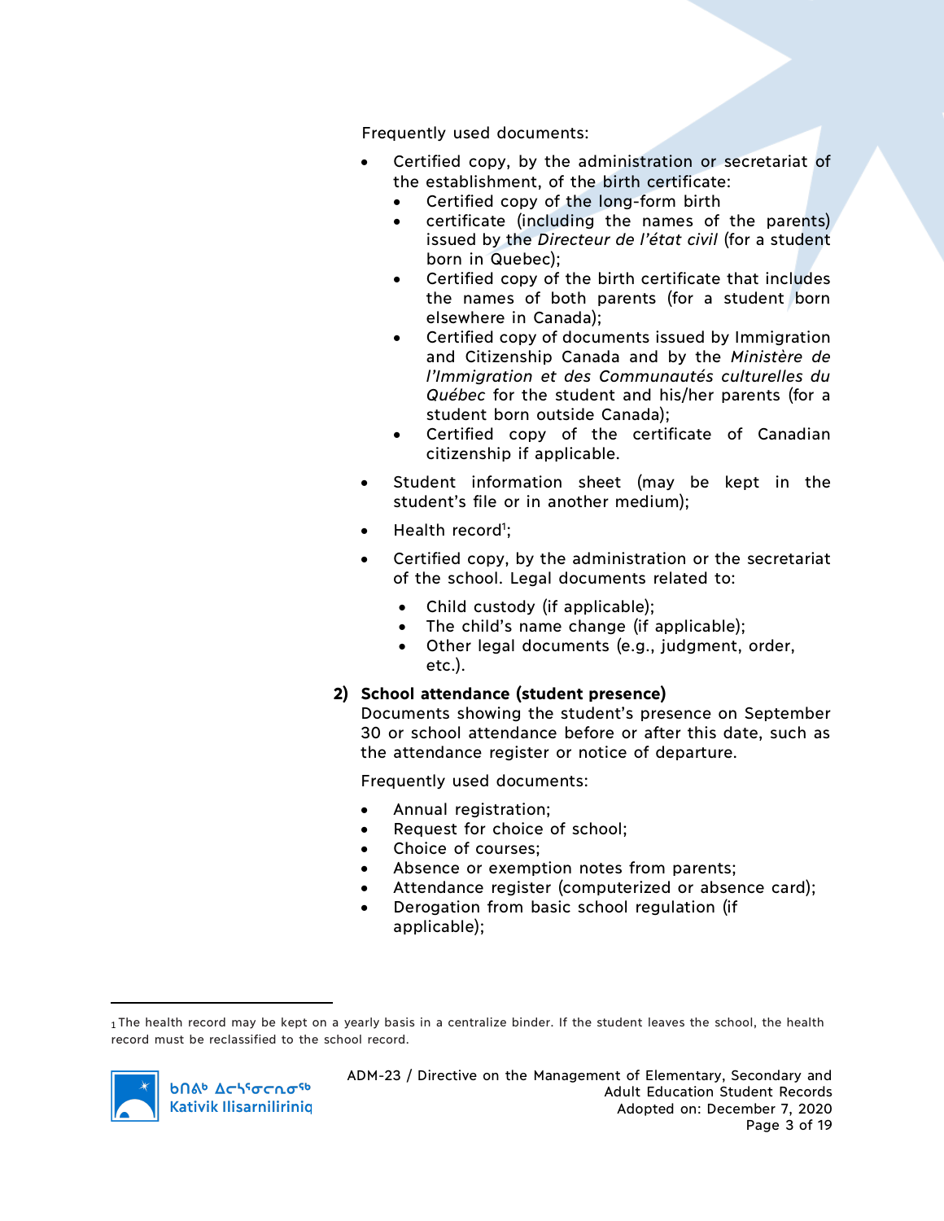Frequently used documents:

- Certified copy, by the administration or secretariat of the establishment, of the birth certificate:
  - Certified copy of the long-form birth
  - certificate (including the names of the parents) issued by the *Directeur de l'état civil* (for a student born in Quebec);
  - Certified copy of the birth certificate that includes the names of both parents (for a student born elsewhere in Canada);
  - Certified copy of documents issued by Immigration and Citizenship Canada and by the *Ministère de l'Immigration et des Communautés culturelles du Québec* for the student and his/her parents (for a student born outside Canada);
  - Certified copy of the certificate of Canadian citizenship if applicable.
- Student information sheet (may be kept in the student's file or in another medium);
- Health record[1];
- Certified copy, by the administration or the secretariat of the school. Legal documents related to:
  - Child custody (if applicable);
  - The child's name change (if applicable);
  - Other legal documents (e.g., judgment, order, etc.).

**2) School attendance (student presence)**

Documents showing the student's presence on September 30 or school attendance before or after this date, such as the attendance register or notice of departure.

Frequently used documents:

- Annual registration;
- Request for choice of school;
- Choice of courses;
- Absence or exemption notes from parents;
- Attendance register (computerized or absence card);
- Derogation from basic school regulation (if applicable);

---

[1] The health record may be kept on a yearly basis in a centralize binder. If the student leaves the school, the health record must be reclassified to the school record.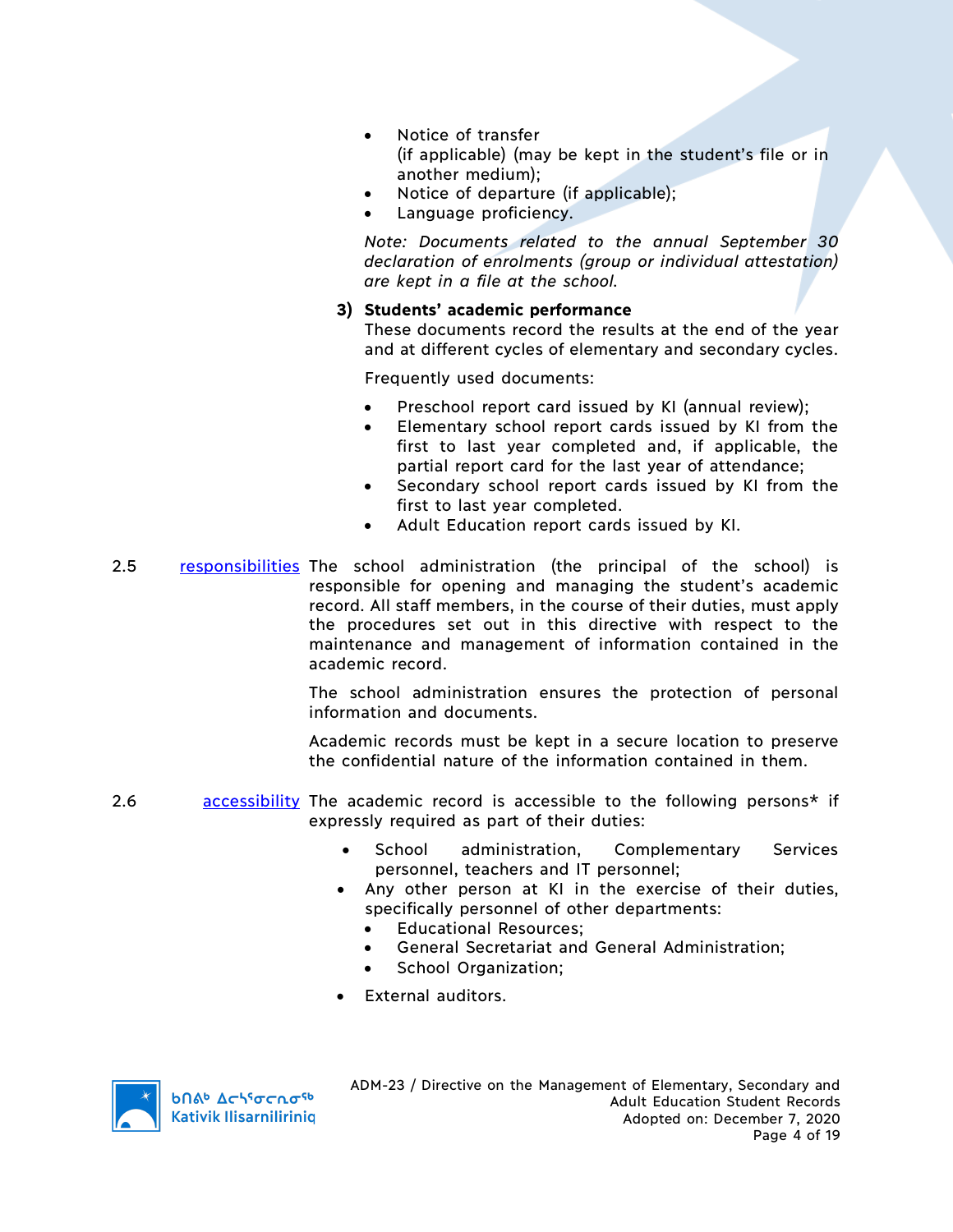- Notice of transfer (if applicable) (may be kept in the student's file or in another medium);
- Notice of departure (if applicable);
- Language proficiency.

*Note: Documents related to the annual September 30 declaration of enrolments (group or individual attestation) are kept in a file at the school.*

**3) Students' academic performance**

These documents record the results at the end of the year and at different cycles of elementary and secondary cycles.

Frequently used documents:

- Preschool report card issued by KI (annual review);
- Elementary school report cards issued by KI from the first to last year completed and, if applicable, the partial report card for the last year of attendance;
- Secondary school report cards issued by KI from the first to last year completed.
- Adult Education report cards issued by KI.

2.5 responsibilities The school administration (the principal of the school) is responsible for opening and managing the student's academic record. All staff members, in the course of their duties, must apply the procedures set out in this directive with respect to the maintenance and management of information contained in the academic record.

The school administration ensures the protection of personal information and documents.

Academic records must be kept in a secure location to preserve the confidential nature of the information contained in them.

2.6 accessibility The academic record is accessible to the following persons* if expressly required as part of their duties:

- School administration, Complementary Services personnel, teachers and IT personnel;
- Any other person at KI in the exercise of their duties, specifically personnel of other departments:
  - Educational Resources;
  - General Secretariat and General Administration;
  - School Organization;
- External auditors.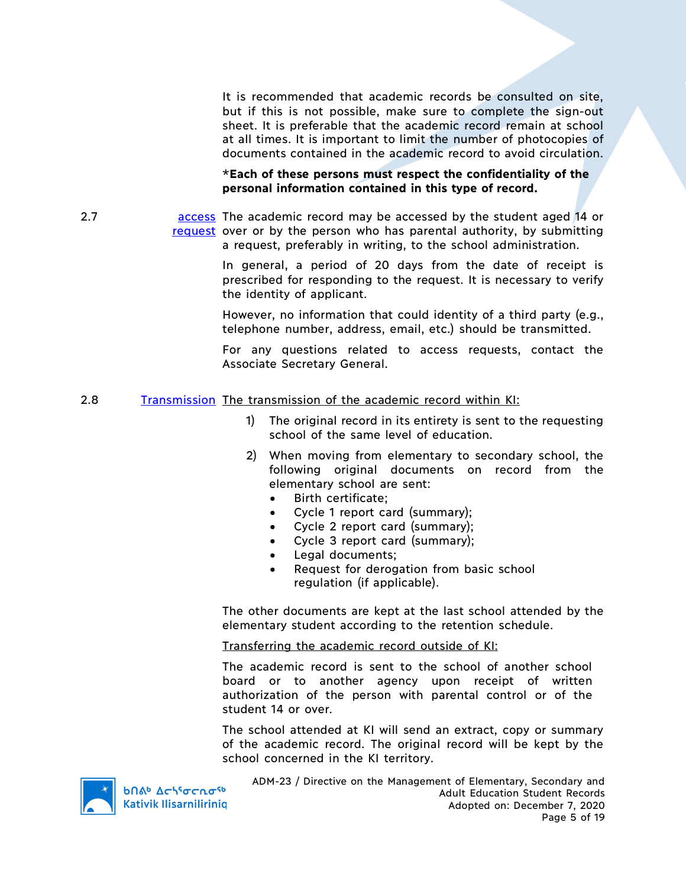It is recommended that academic records be consulted on site, but if this is not possible, make sure to complete the sign-out sheet. It is preferable that the academic record remain at school at all times. It is important to limit the number of photocopies of documents contained in the academic record to avoid circulation.

***Each of these persons must respect the confidentiality of the personal information contained in this type of record.**

**2.7 access request**

The academic record may be accessed by the student aged 14 or over or by the person who has parental authority, by submitting a request, preferably in writing, to the school administration.

In general, a period of 20 days from the date of receipt is prescribed for responding to the request. It is necessary to verify the identity of applicant.

However, no information that could identity of a third party (e.g., telephone number, address, email, etc.) should be transmitted.

For any questions related to access requests, contact the Associate Secretary General.

**2.8 Transmission**

The transmission of the academic record within KI:

1) The original record in its entirety is sent to the requesting school of the same level of education.
2) When moving from elementary to secondary school, the following original documents on record from the elementary school are sent:
   - Birth certificate;
   - Cycle 1 report card (summary);
   - Cycle 2 report card (summary);
   - Cycle 3 report card (summary);
   - Legal documents;
   - Request for derogation from basic school regulation (if applicable).

The other documents are kept at the last school attended by the elementary student according to the retention schedule.

Transferring the academic record outside of KI:

The academic record is sent to the school of another school board or to another agency upon receipt of written authorization of the person with parental control or of the student 14 or over.

The school attended at KI will send an extract, copy or summary of the academic record. The original record will be kept by the school concerned in the KI territory.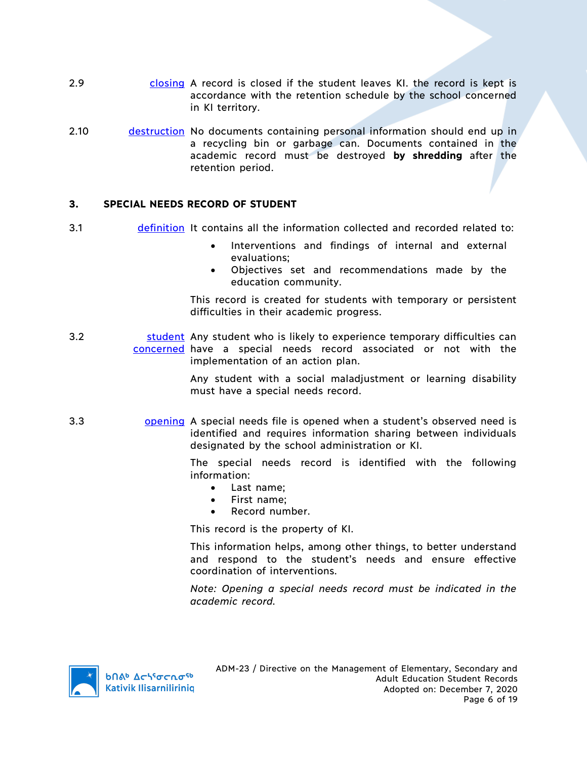2.9 **closing** A record is closed if the student leaves KI. the record is kept is accordance with the retention schedule by the school concerned in KI territory.

2.10 **destruction** No documents containing personal information should end up in a recycling bin or garbage can. Documents contained in the academic record must be destroyed **by shredding** after the retention period.

## 3. SPECIAL NEEDS RECORD OF STUDENT

3.1 **definition** It contains all the information collected and recorded related to:

- Interventions and findings of internal and external evaluations;
- Objectives set and recommendations made by the education community.

This record is created for students with temporary or persistent difficulties in their academic progress.

3.2 **student concerned** Any student who is likely to experience temporary difficulties can have a special needs record associated or not with the implementation of an action plan.

Any student with a social maladjustment or learning disability must have a special needs record.

3.3 **opening** A special needs file is opened when a student's observed need is identified and requires information sharing between individuals designated by the school administration or KI.

The special needs record is identified with the following information:

- Last name;
- First name;
- Record number.

This record is the property of KI.

This information helps, among other things, to better understand and respond to the student's needs and ensure effective coordination of interventions.

*Note: Opening a special needs record must be indicated in the academic record.*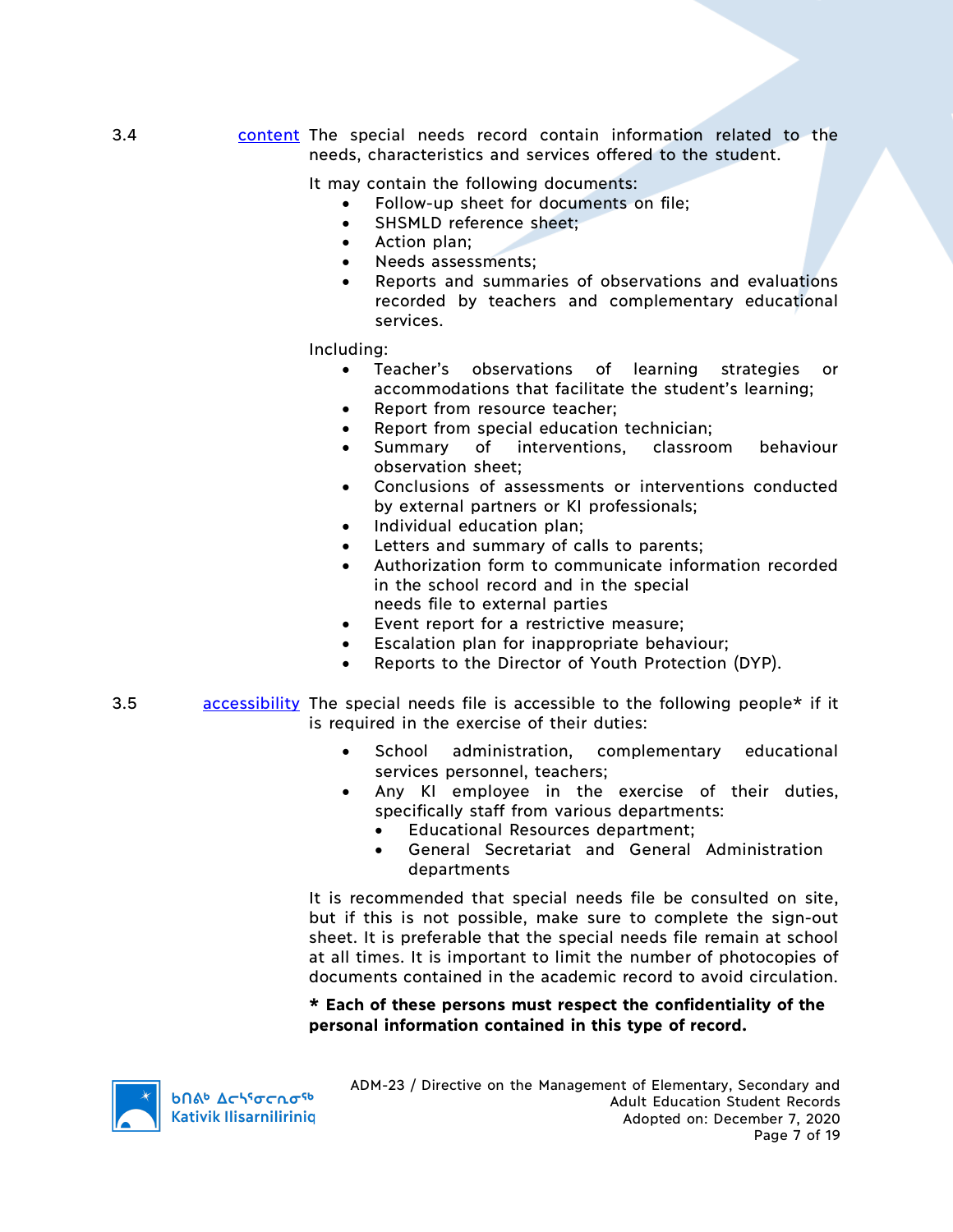3.4 content The special needs record contain information related to the needs, characteristics and services offered to the student.

It may contain the following documents:

- Follow-up sheet for documents on file;
- SHSMLD reference sheet;
- Action plan;
- Needs assessments;
- Reports and summaries of observations and evaluations recorded by teachers and complementary educational services.

Including:

- Teacher's observations of learning strategies or accommodations that facilitate the student's learning;
- Report from resource teacher;
- Report from special education technician;
- Summary of interventions, classroom behaviour observation sheet;
- Conclusions of assessments or interventions conducted by external partners or KI professionals;
- Individual education plan;
- Letters and summary of calls to parents;
- Authorization form to communicate information recorded in the school record and in the special needs file to external parties
- Event report for a restrictive measure;
- Escalation plan for inappropriate behaviour;
- Reports to the Director of Youth Protection (DYP).

3.5 accessibility The special needs file is accessible to the following people* if it is required in the exercise of their duties:

- School administration, complementary educational services personnel, teachers;
- Any KI employee in the exercise of their duties, specifically staff from various departments:
  - Educational Resources department;
  - General Secretariat and General Administration departments

It is recommended that special needs file be consulted on site, but if this is not possible, make sure to complete the sign-out sheet. It is preferable that the special needs file remain at school at all times. It is important to limit the number of photocopies of documents contained in the academic record to avoid circulation.

**\* Each of these persons must respect the confidentiality of the personal information contained in this type of record.**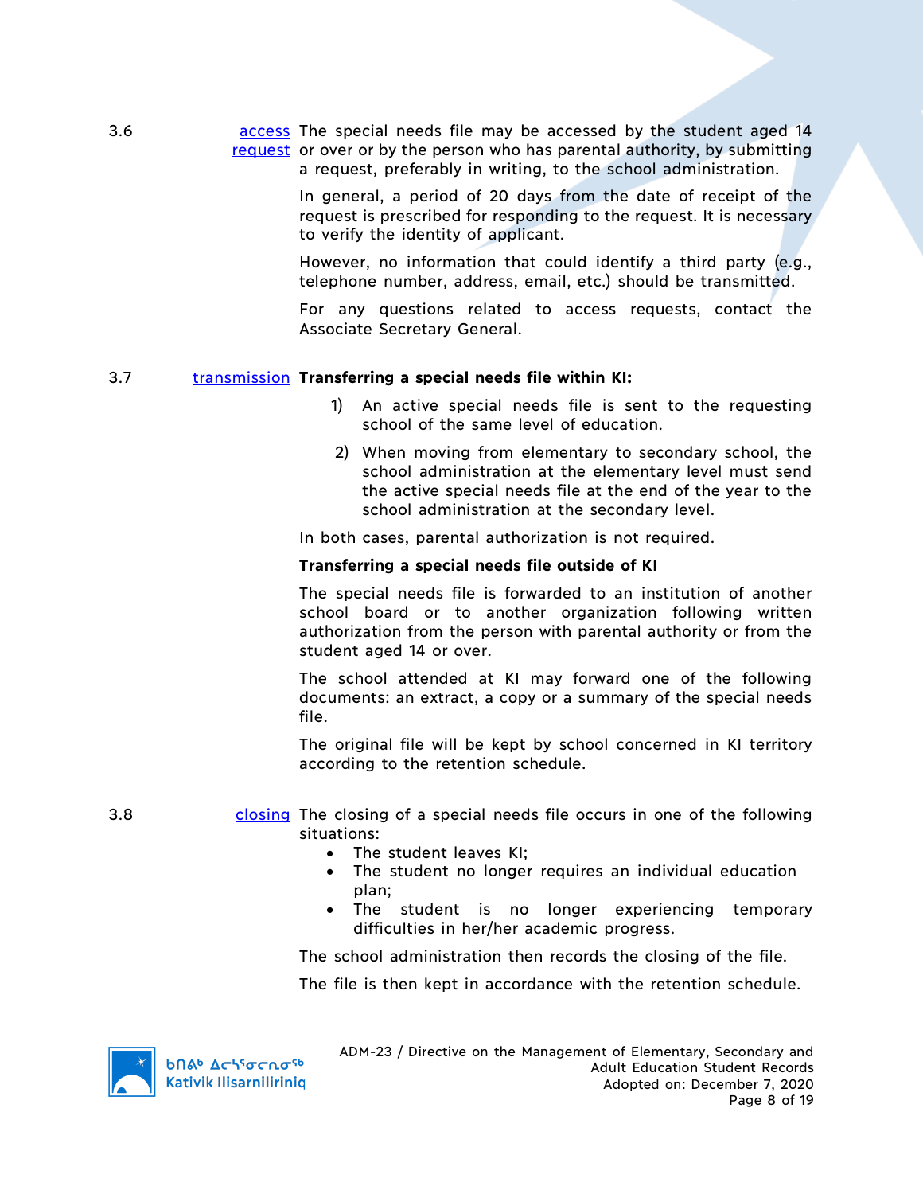3.6 access request

The special needs file may be accessed by the student aged 14 or over or by the person who has parental authority, by submitting a request, preferably in writing, to the school administration.

In general, a period of 20 days from the date of receipt of the request is prescribed for responding to the request. It is necessary to verify the identity of applicant.

However, no information that could identify a third party (e.g., telephone number, address, email, etc.) should be transmitted.

For any questions related to access requests, contact the Associate Secretary General.

3.7 transmission

**Transferring a special needs file within KI:**

1) An active special needs file is sent to the requesting school of the same level of education.
2) When moving from elementary to secondary school, the school administration at the elementary level must send the active special needs file at the end of the year to the school administration at the secondary level.

In both cases, parental authorization is not required.

**Transferring a special needs file outside of KI**

The special needs file is forwarded to an institution of another school board or to another organization following written authorization from the person with parental authority or from the student aged 14 or over.

The school attended at KI may forward one of the following documents: an extract, a copy or a summary of the special needs file.

The original file will be kept by school concerned in KI territory according to the retention schedule.

3.8 closing

The closing of a special needs file occurs in one of the following situations:

- The student leaves KI;
- The student no longer requires an individual education plan;
- The student is no longer experiencing temporary difficulties in her/her academic progress.

The school administration then records the closing of the file.

The file is then kept in accordance with the retention schedule.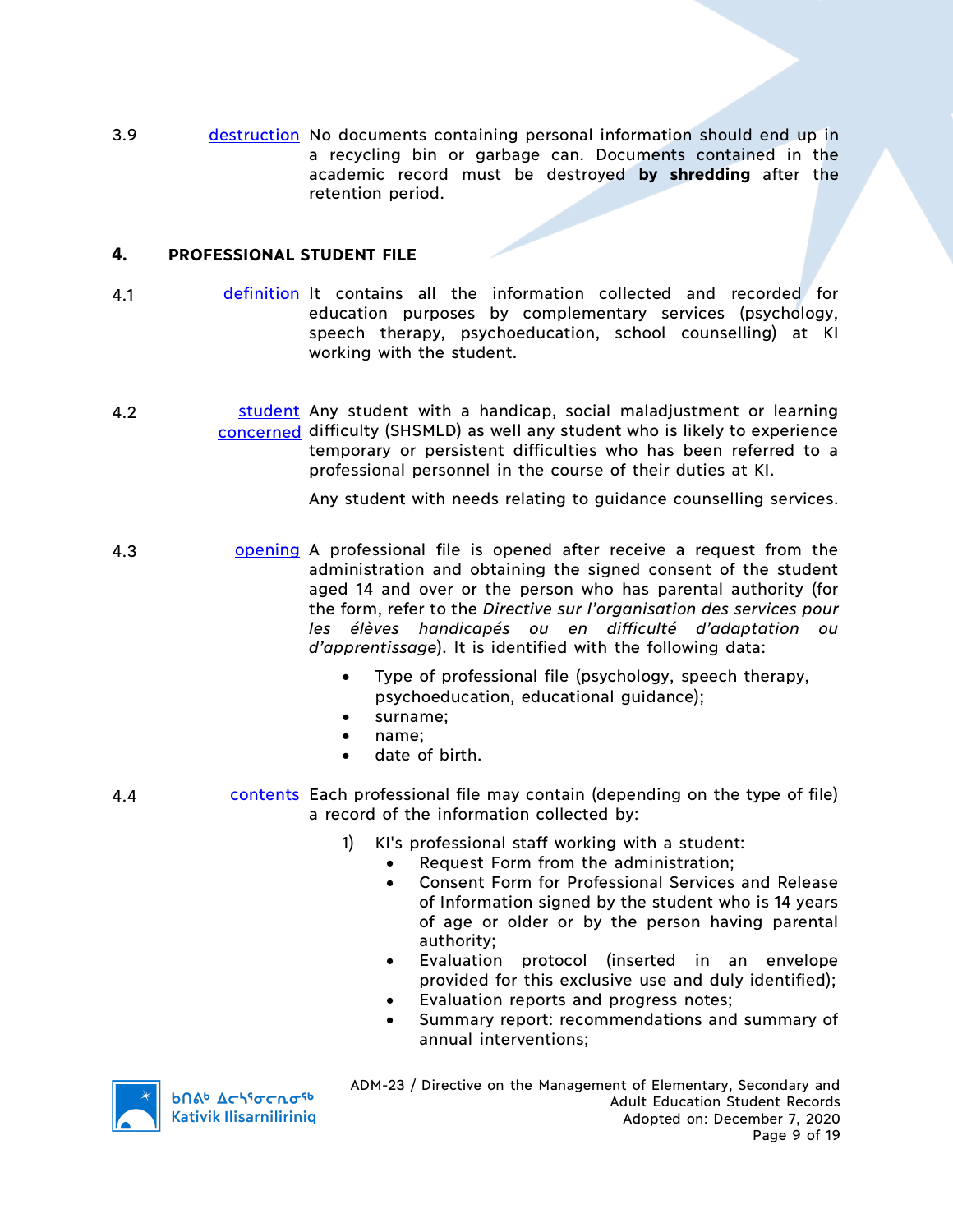3.9 destruction No documents containing personal information should end up in a recycling bin or garbage can. Documents contained in the academic record must be destroyed **by shredding** after the retention period.

## 4. PROFESSIONAL STUDENT FILE

4.1 definition It contains all the information collected and recorded for education purposes by complementary services (psychology, speech therapy, psychoeducation, school counselling) at KI working with the student.

4.2 student concerned Any student with a handicap, social maladjustment or learning difficulty (SHSMLD) as well any student who is likely to experience temporary or persistent difficulties who has been referred to a professional personnel in the course of their duties at KI.

Any student with needs relating to guidance counselling services.

4.3 opening A professional file is opened after receive a request from the administration and obtaining the signed consent of the student aged 14 and over or the person who has parental authority (for the form, refer to the *Directive sur l'organisation des services pour les élèves handicapés ou en difficulté d'adaptation ou d'apprentissage*). It is identified with the following data:

- Type of professional file (psychology, speech therapy, psychoeducation, educational guidance);
- surname;
- name;
- date of birth.

4.4 contents Each professional file may contain (depending on the type of file) a record of the information collected by:

1) KI's professional staff working with a student:
    - Request Form from the administration;
    - Consent Form for Professional Services and Release of Information signed by the student who is 14 years of age or older or by the person having parental authority;
    - Evaluation protocol (inserted in an envelope provided for this exclusive use and duly identified);
    - Evaluation reports and progress notes;
    - Summary report: recommendations and summary of annual interventions;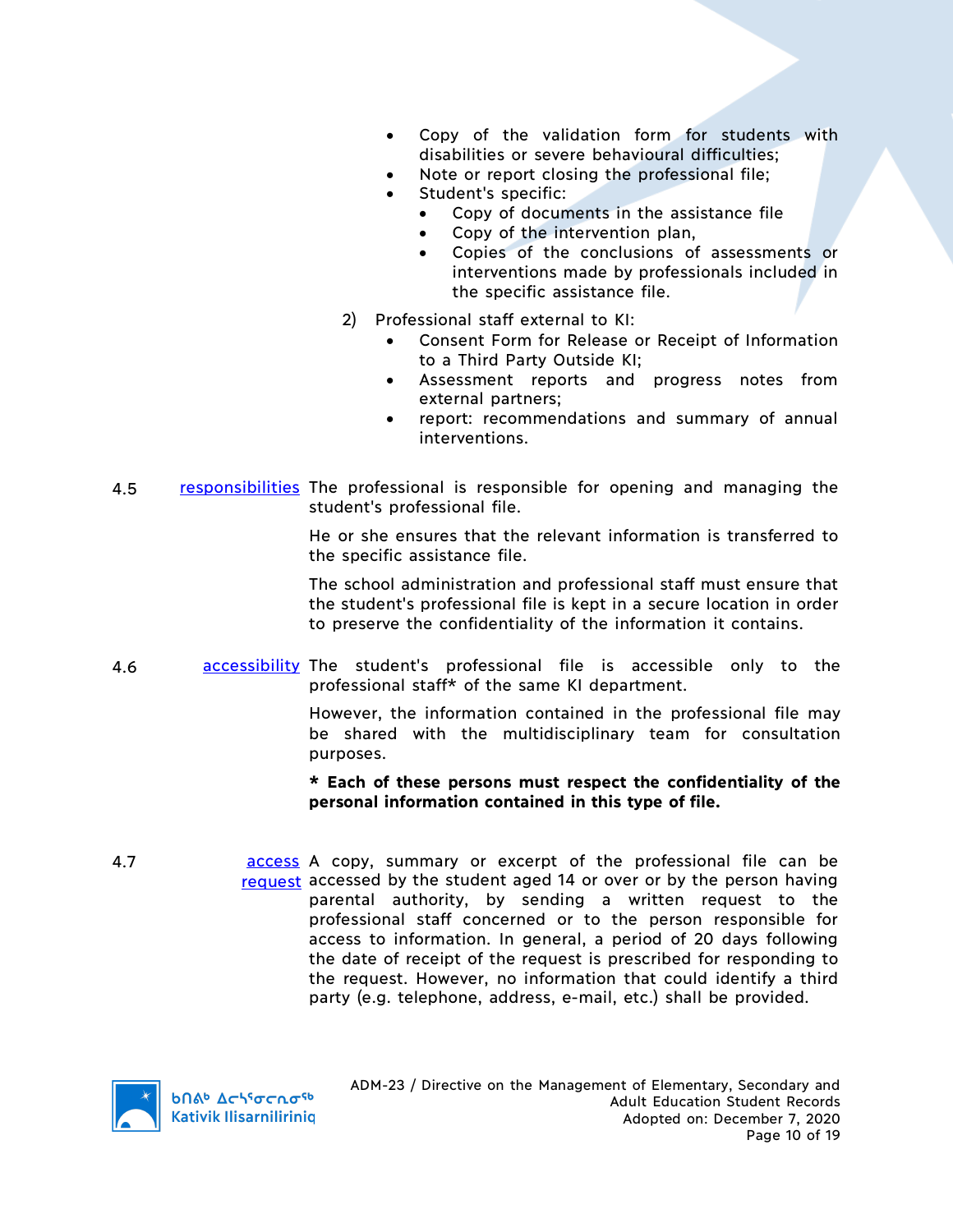- Copy of the validation form for students with disabilities or severe behavioural difficulties;
- Note or report closing the professional file;
- Student's specific:
  - Copy of documents in the assistance file
  - Copy of the intervention plan,
  - Copies of the conclusions of assessments or interventions made by professionals included in the specific assistance file.

2) Professional staff external to KI:
   - Consent Form for Release or Receipt of Information to a Third Party Outside KI;
   - Assessment reports and progress notes from external partners;
   - report: recommendations and summary of annual interventions.

4.5 [responsibilities] The professional is responsible for opening and managing the student's professional file.

He or she ensures that the relevant information is transferred to the specific assistance file.

The school administration and professional staff must ensure that the student's professional file is kept in a secure location in order to preserve the confidentiality of the information it contains.

4.6 [accessibility] The student's professional file is accessible only to the professional staff* of the same KI department.

However, the information contained in the professional file may be shared with the multidisciplinary team for consultation purposes.

**\* Each of these persons must respect the confidentiality of the personal information contained in this type of file.**

4.7 [access request] A copy, summary or excerpt of the professional file can be accessed by the student aged 14 or over or by the person having parental authority, by sending a written request to the professional staff concerned or to the person responsible for access to information. In general, a period of 20 days following the date of receipt of the request is prescribed for responding to the request. However, no information that could identify a third party (e.g. telephone, address, e-mail, etc.) shall be provided.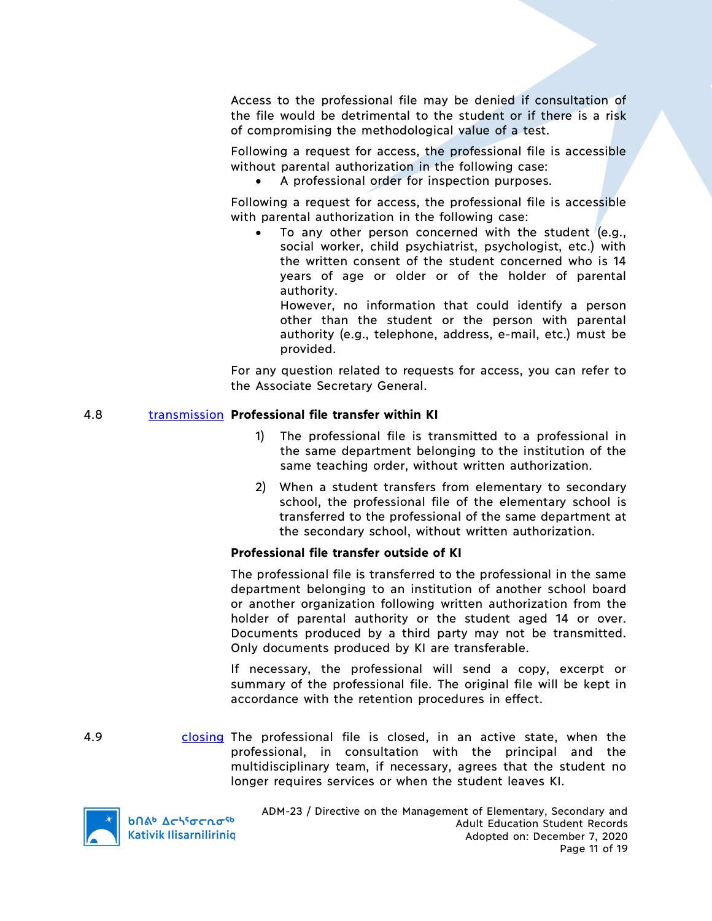Access to the professional file may be denied if consultation of the file would be detrimental to the student or if there is a risk of compromising the methodological value of a test.

Following a request for access, the professional file is accessible without parental authorization in the following case:

- A professional order for inspection purposes.

Following a request for access, the professional file is accessible with parental authorization in the following case:

- To any other person concerned with the student (e.g., social worker, child psychiatrist, psychologist, etc.) with the written consent of the student concerned who is 14 years of age or older or of the holder of parental authority.

  However, no information that could identify a person other than the student or the person with parental authority (e.g., telephone, address, e-mail, etc.) must be provided.

For any question related to requests for access, you can refer to the Associate Secretary General.

4.8 transmission **Professional file transfer within KI**

1) The professional file is transmitted to a professional in the same department belonging to the institution of the same teaching order, without written authorization.

2) When a student transfers from elementary to secondary school, the professional file of the elementary school is transferred to the professional of the same department at the secondary school, without written authorization.

**Professional file transfer outside of KI**

The professional file is transferred to the professional in the same department belonging to an institution of another school board or another organization following written authorization from the holder of parental authority or the student aged 14 or over. Documents produced by a third party may not be transmitted. Only documents produced by KI are transferable.

If necessary, the professional will send a copy, excerpt or summary of the professional file. The original file will be kept in accordance with the retention procedures in effect.

4.9 closing The professional file is closed, in an active state, when the professional, in consultation with the principal and the multidisciplinary team, if necessary, agrees that the student no longer requires services or when the student leaves KI.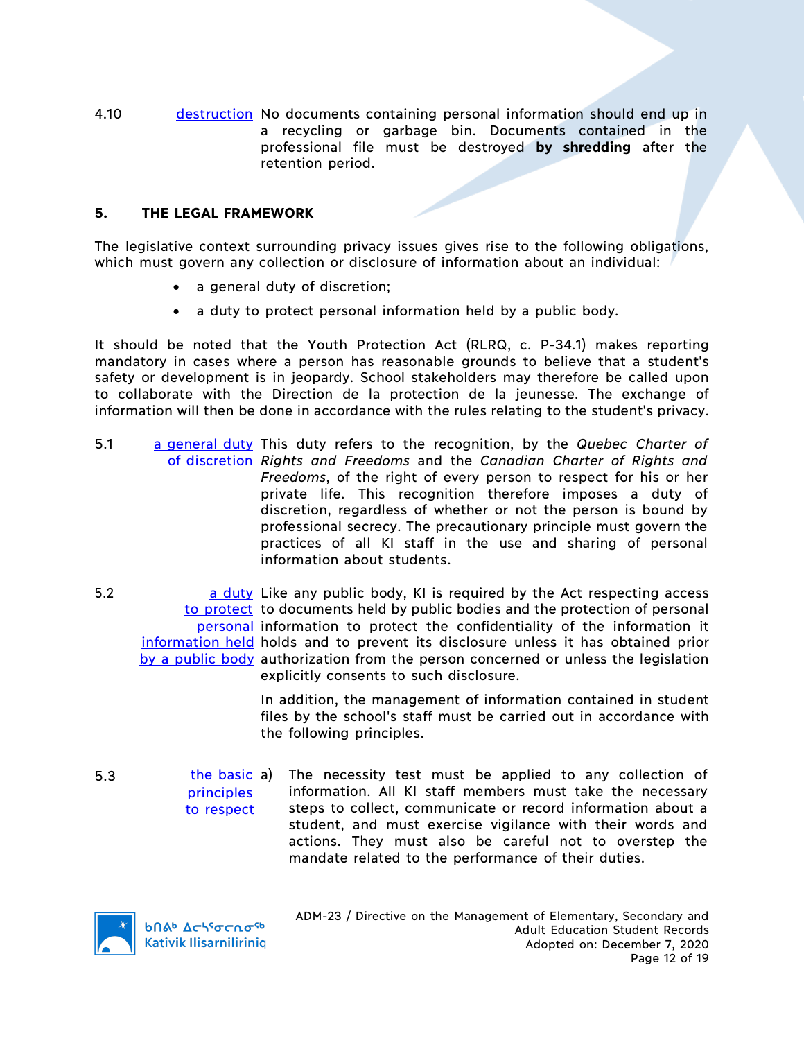4.10 destruction No documents containing personal information should end up in a recycling or garbage bin. Documents contained in the professional file must be destroyed **by shredding** after the retention period.

## 5. THE LEGAL FRAMEWORK

The legislative context surrounding privacy issues gives rise to the following obligations, which must govern any collection or disclosure of information about an individual:

- a general duty of discretion;
- a duty to protect personal information held by a public body.

It should be noted that the Youth Protection Act (RLRQ, c. P-34.1) makes reporting mandatory in cases where a person has reasonable grounds to believe that a student's safety or development is in jeopardy. School stakeholders may therefore be called upon to collaborate with the Direction de la protection de la jeunesse. The exchange of information will then be done in accordance with the rules relating to the student's privacy.

5.1 a general duty of discretion This duty refers to the recognition, by the *Quebec Charter of Rights and Freedoms* and the *Canadian Charter of Rights and Freedoms*, of the right of every person to respect for his or her private life. This recognition therefore imposes a duty of discretion, regardless of whether or not the person is bound by professional secrecy. The precautionary principle must govern the practices of all KI staff in the use and sharing of personal information about students.

5.2 a duty to protect personal information held by a public body Like any public body, KI is required by the Act respecting access to documents held by public bodies and the protection of personal information to protect the confidentiality of the information it holds and to prevent its disclosure unless it has obtained prior authorization from the person concerned or unless the legislation explicitly consents to such disclosure.

In addition, the management of information contained in student files by the school's staff must be carried out in accordance with the following principles.

5.3 the basic principles to respect

a) The necessity test must be applied to any collection of information. All KI staff members must take the necessary steps to collect, communicate or record information about a student, and must exercise vigilance with their words and actions. They must also be careful not to overstep the mandate related to the performance of their duties.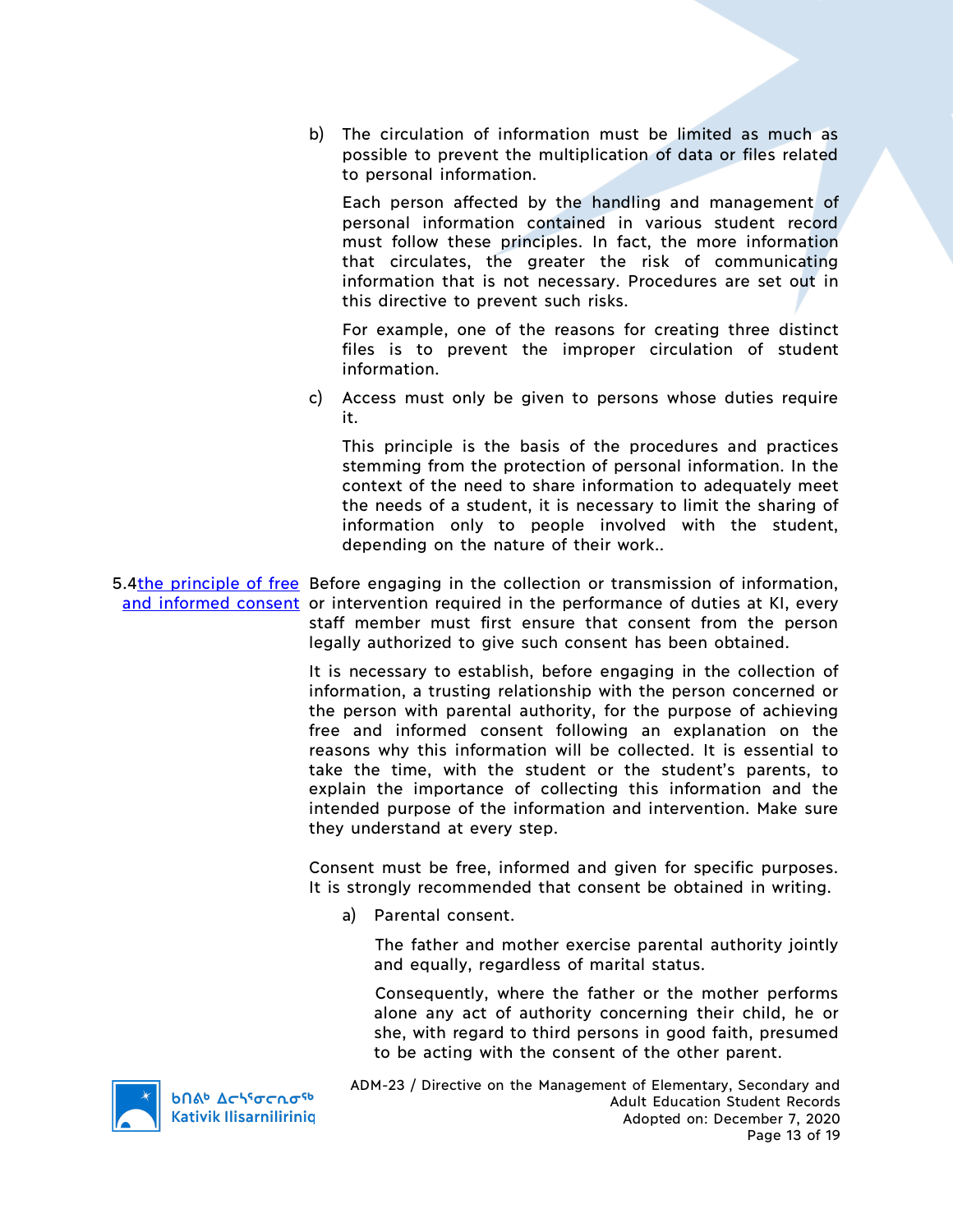b) The circulation of information must be limited as much as possible to prevent the multiplication of data or files related to personal information.

   Each person affected by the handling and management of personal information contained in various student record must follow these principles. In fact, the more information that circulates, the greater the risk of communicating information that is not necessary. Procedures are set out in this directive to prevent such risks.

   For example, one of the reasons for creating three distinct files is to prevent the improper circulation of student information.

c) Access must only be given to persons whose duties require it.

   This principle is the basis of the procedures and practices stemming from the protection of personal information. In the context of the need to share information to adequately meet the needs of a student, it is necessary to limit the sharing of information only to people involved with the student, depending on the nature of their work..

### 5.4 the principle of free and informed consent

Before engaging in the collection or transmission of information, or intervention required in the performance of duties at KI, every staff member must first ensure that consent from the person legally authorized to give such consent has been obtained.

It is necessary to establish, before engaging in the collection of information, a trusting relationship with the person concerned or the person with parental authority, for the purpose of achieving free and informed consent following an explanation on the reasons why this information will be collected. It is essential to take the time, with the student or the student's parents, to explain the importance of collecting this information and the intended purpose of the information and intervention. Make sure they understand at every step.

Consent must be free, informed and given for specific purposes. It is strongly recommended that consent be obtained in writing.

a) Parental consent.

   The father and mother exercise parental authority jointly and equally, regardless of marital status.

   Consequently, where the father or the mother performs alone any act of authority concerning their child, he or she, with regard to third persons in good faith, presumed to be acting with the consent of the other parent.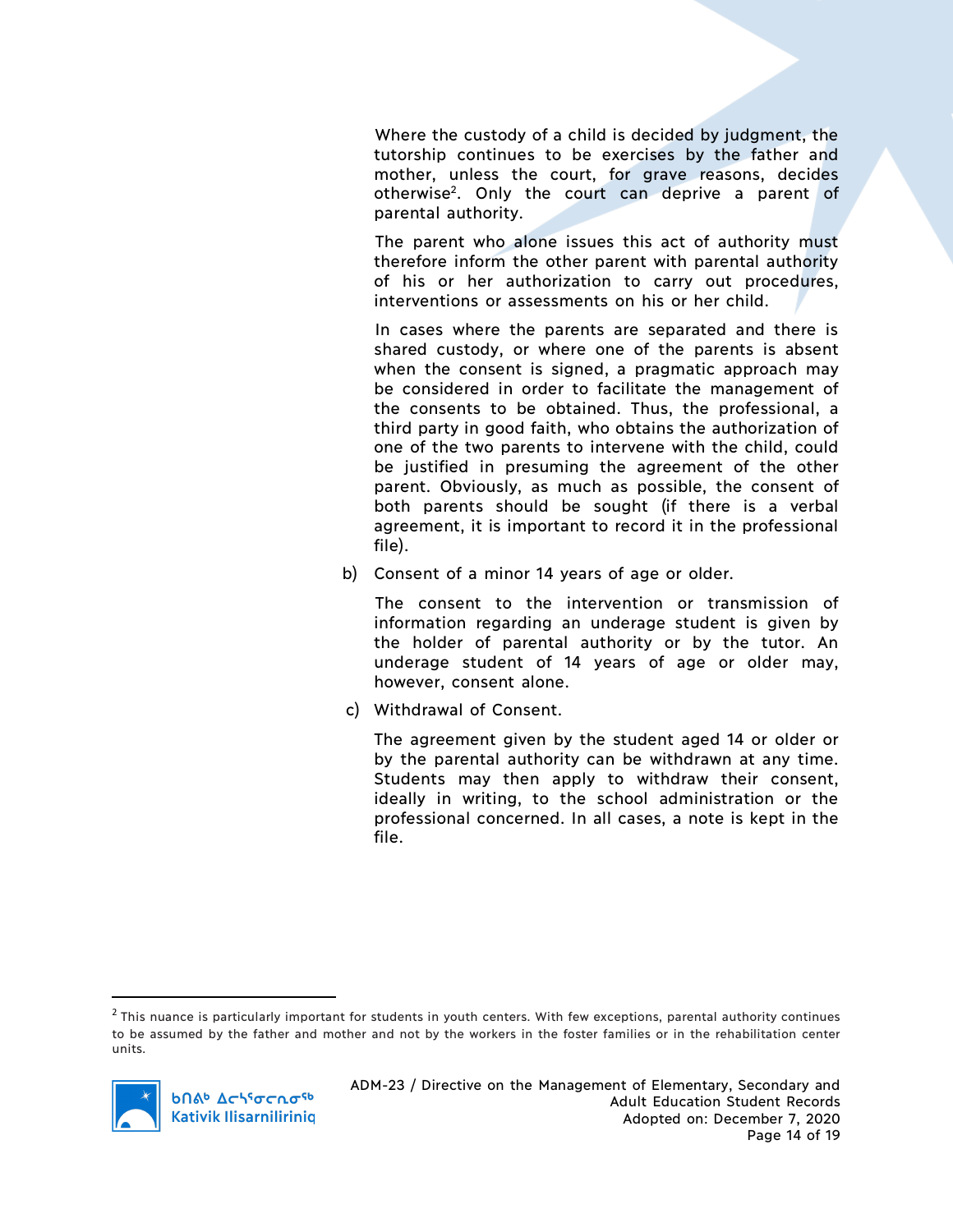Where the custody of a child is decided by judgment, the tutorship continues to be exercises by the father and mother, unless the court, for grave reasons, decides otherwise[2]. Only the court can deprive a parent of parental authority.

The parent who alone issues this act of authority must therefore inform the other parent with parental authority of his or her authorization to carry out procedures, interventions or assessments on his or her child.

In cases where the parents are separated and there is shared custody, or where one of the parents is absent when the consent is signed, a pragmatic approach may be considered in order to facilitate the management of the consents to be obtained. Thus, the professional, a third party in good faith, who obtains the authorization of one of the two parents to intervene with the child, could be justified in presuming the agreement of the other parent. Obviously, as much as possible, the consent of both parents should be sought (if there is a verbal agreement, it is important to record it in the professional file).

b) Consent of a minor 14 years of age or older.

The consent to the intervention or transmission of information regarding an underage student is given by the holder of parental authority or by the tutor. An underage student of 14 years of age or older may, however, consent alone.

c) Withdrawal of Consent.

The agreement given by the student aged 14 or older or by the parental authority can be withdrawn at any time. Students may then apply to withdraw their consent, ideally in writing, to the school administration or the professional concerned. In all cases, a note is kept in the file.

---

[2] This nuance is particularly important for students in youth centers. With few exceptions, parental authority continues to be assumed by the father and mother and not by the workers in the foster families or in the rehabilitation center units.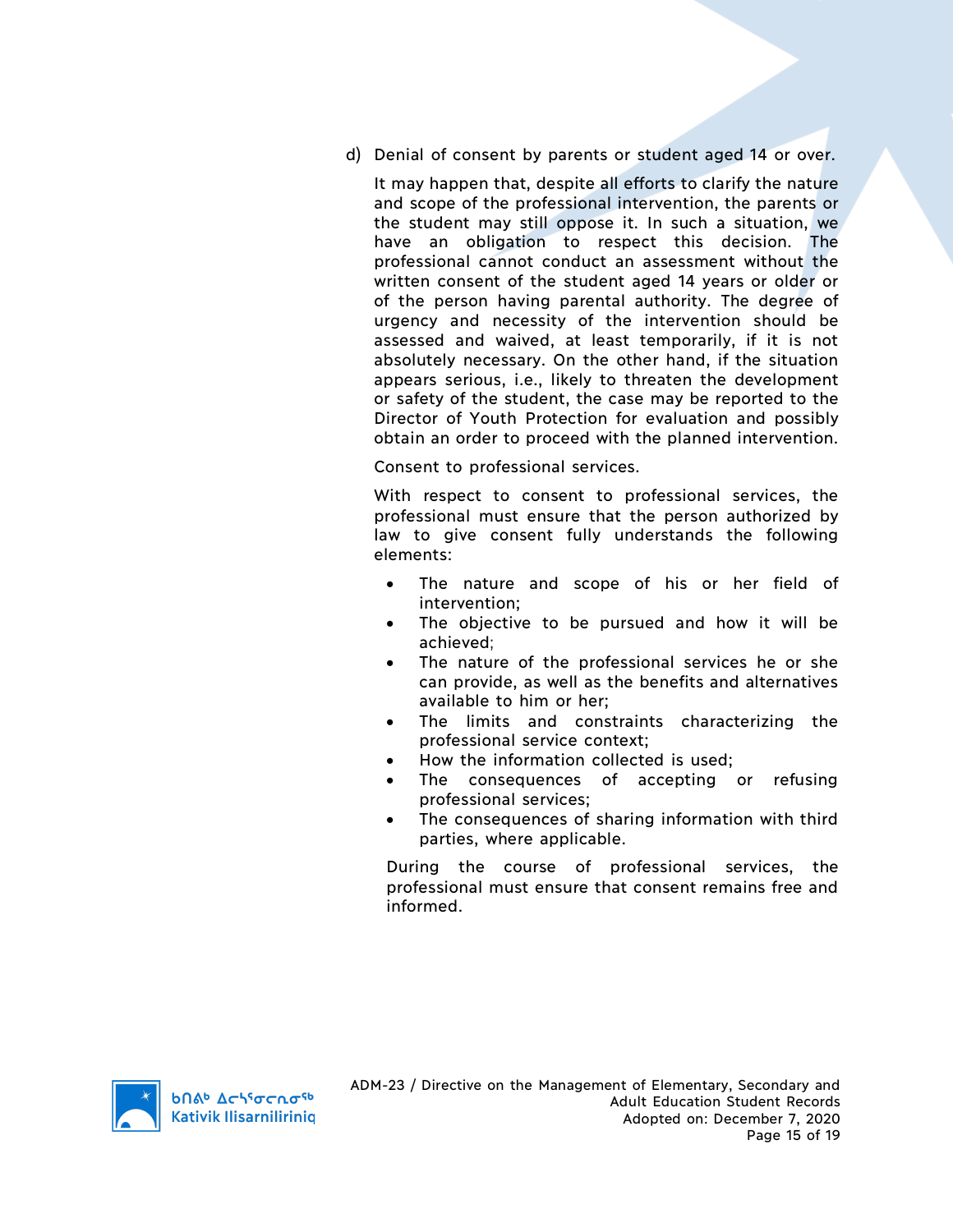d) Denial of consent by parents or student aged 14 or over.

It may happen that, despite all efforts to clarify the nature and scope of the professional intervention, the parents or the student may still oppose it. In such a situation, we have an obligation to respect this decision. The professional cannot conduct an assessment without the written consent of the student aged 14 years or older or of the person having parental authority. The degree of urgency and necessity of the intervention should be assessed and waived, at least temporarily, if it is not absolutely necessary. On the other hand, if the situation appears serious, i.e., likely to threaten the development or safety of the student, the case may be reported to the Director of Youth Protection for evaluation and possibly obtain an order to proceed with the planned intervention.

Consent to professional services.

With respect to consent to professional services, the professional must ensure that the person authorized by law to give consent fully understands the following elements:

- The nature and scope of his or her field of intervention;
- The objective to be pursued and how it will be achieved;
- The nature of the professional services he or she can provide, as well as the benefits and alternatives available to him or her;
- The limits and constraints characterizing the professional service context;
- How the information collected is used;
- The consequences of accepting or refusing professional services;
- The consequences of sharing information with third parties, where applicable.

During the course of professional services, the professional must ensure that consent remains free and informed.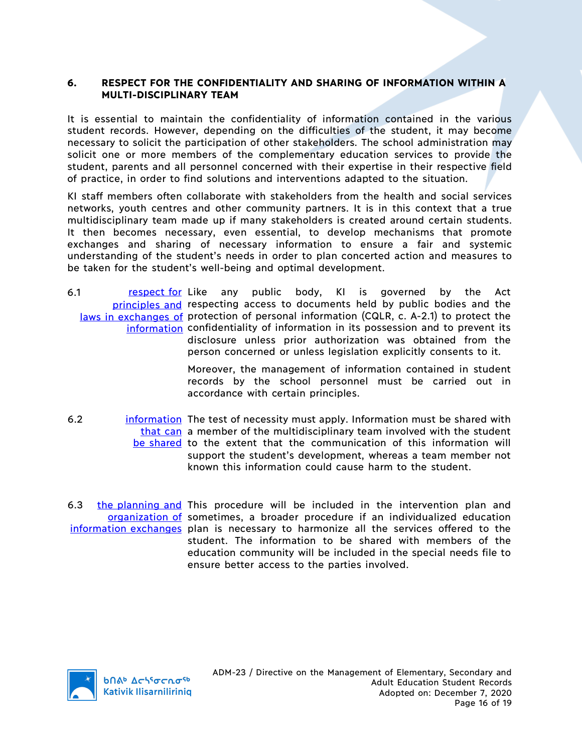## 6. RESPECT FOR THE CONFIDENTIALITY AND SHARING OF INFORMATION WITHIN A MULTI-DISCIPLINARY TEAM

It is essential to maintain the confidentiality of information contained in the various student records. However, depending on the difficulties of the student, it may become necessary to solicit the participation of other stakeholders. The school administration may solicit one or more members of the complementary education services to provide the student, parents and all personnel concerned with their expertise in their respective field of practice, in order to find solutions and interventions adapted to the situation.

KI staff members often collaborate with stakeholders from the health and social services networks, youth centres and other community partners. It is in this context that a true multidisciplinary team made up if many stakeholders is created around certain students. It then becomes necessary, even essential, to develop mechanisms that promote exchanges and sharing of necessary information to ensure a fair and systemic understanding of the student's needs in order to plan concerted action and measures to be taken for the student's well-being and optimal development.

**6.1 respect for principles and laws in exchanges of information**

Like any public body, KI is governed by the Act respecting access to documents held by public bodies and the protection of personal information (CQLR, c. A-2.1) to protect the confidentiality of information in its possession and to prevent its disclosure unless prior authorization was obtained from the person concerned or unless legislation explicitly consents to it.

Moreover, the management of information contained in student records by the school personnel must be carried out in accordance with certain principles.

**6.2 information that can be shared**

The test of necessity must apply. Information must be shared with a member of the multidisciplinary team involved with the student to the extent that the communication of this information will support the student's development, whereas a team member not known this information could cause harm to the student.

**6.3 the planning and organization of information exchanges**

This procedure will be included in the intervention plan and sometimes, a broader procedure if an individualized education plan is necessary to harmonize all the services offered to the student. The information to be shared with members of the education community will be included in the special needs file to ensure better access to the parties involved.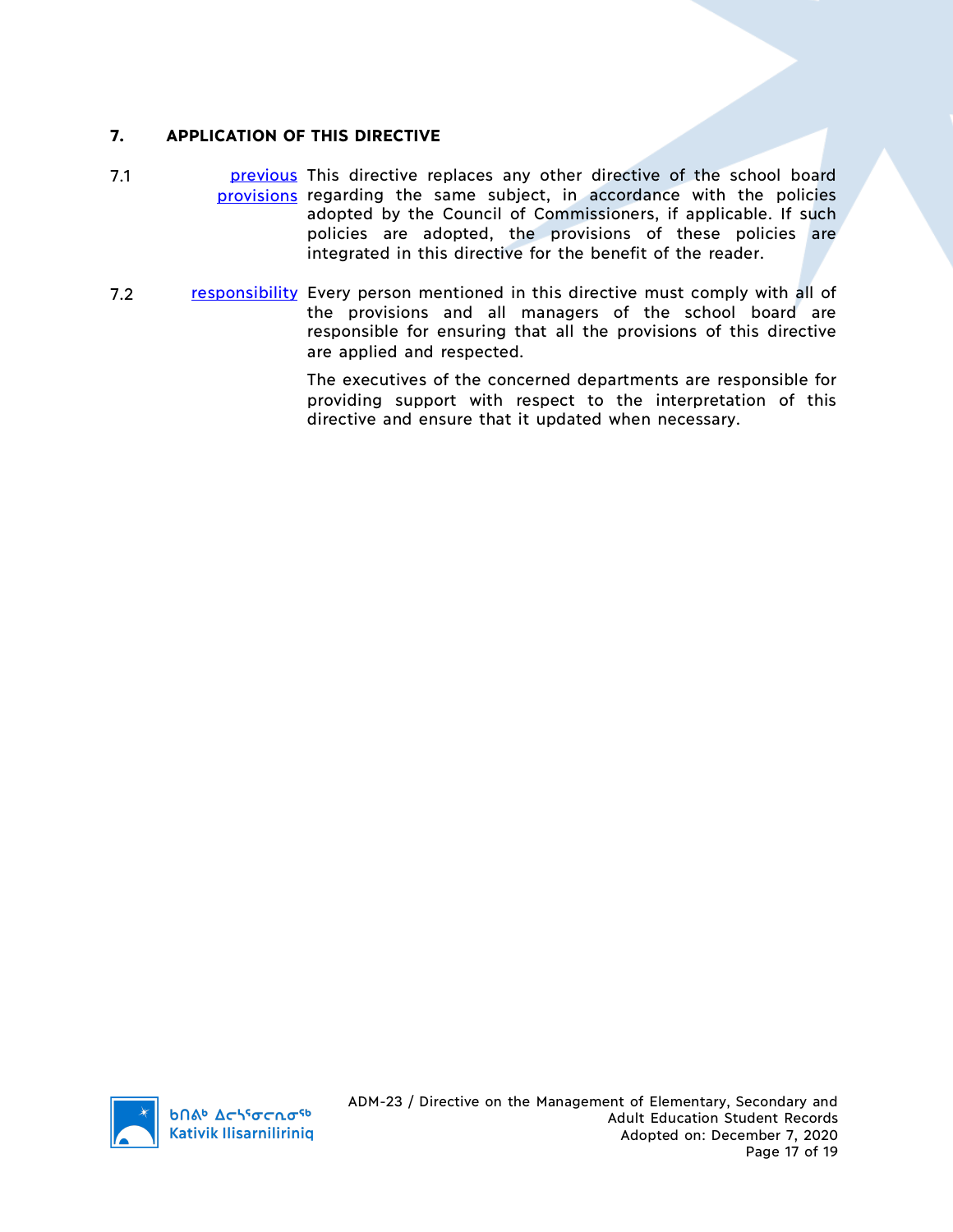## 7. APPLICATION OF THIS DIRECTIVE

7.1 previous provisions This directive replaces any other directive of the school board regarding the same subject, in accordance with the policies adopted by the Council of Commissioners, if applicable. If such policies are adopted, the provisions of these policies are integrated in this directive for the benefit of the reader.

7.2 responsibility Every person mentioned in this directive must comply with all of the provisions and all managers of the school board are responsible for ensuring that all the provisions of this directive are applied and respected.

The executives of the concerned departments are responsible for providing support with respect to the interpretation of this directive and ensure that it updated when necessary.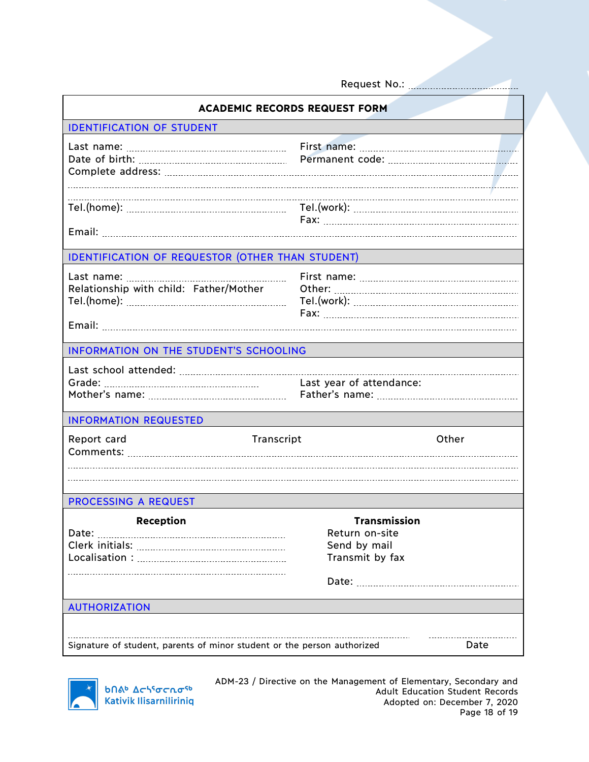Request No.: ..............................

# ACADEMIC RECORDS REQUEST FORM

## IDENTIFICATION OF STUDENT

Last name: ..............................  First name: ..............................

Date of birth: ..............................  Permanent code: ..............................

Complete address: ..............................

..............................

..............................

Tel.(home): ..............................  Tel.(work): ..............................

Fax: ..............................

Email: ..............................

## IDENTIFICATION OF REQUESTOR (OTHER THAN STUDENT)

Last name: ..............................  First name: ..............................

Relationship with child: Father/Mother  Other: ..............................

Tel.(home): ..............................  Tel.(work): ..............................

Fax: ..............................

Email: ..............................

## INFORMATION ON THE STUDENT'S SCHOOLING

Last school attended: ..............................

Grade: ..............................  Last year of attendance:

Mother's name: ..............................  Father's name: ..............................

## INFORMATION REQUESTED

Report card  Transcript  Other

Comments: ..............................

..............................

..............................

## PROCESSING A REQUEST

| Reception | Transmission |
|---|---|
| Date: .............................. | Return on-site |
| Clerk initials: .............................. | Send by mail |
| Localisation : .............................. | Transmit by fax |
| .............................. | Date: .............................. |

## AUTHORIZATION

..............................  ..............................

Signature of student, parents of minor student or the person authorized  Date

ᑲᑎᕝᕕᒃ ᐃᓕᓐᓯᐅᕐᓂᓕᕆᓂᖅ
Kativik Ilisarniliriniq

ADM-23 / Directive on the Management of Elementary, Secondary and Adult Education Student Records
Adopted on: December 7, 2020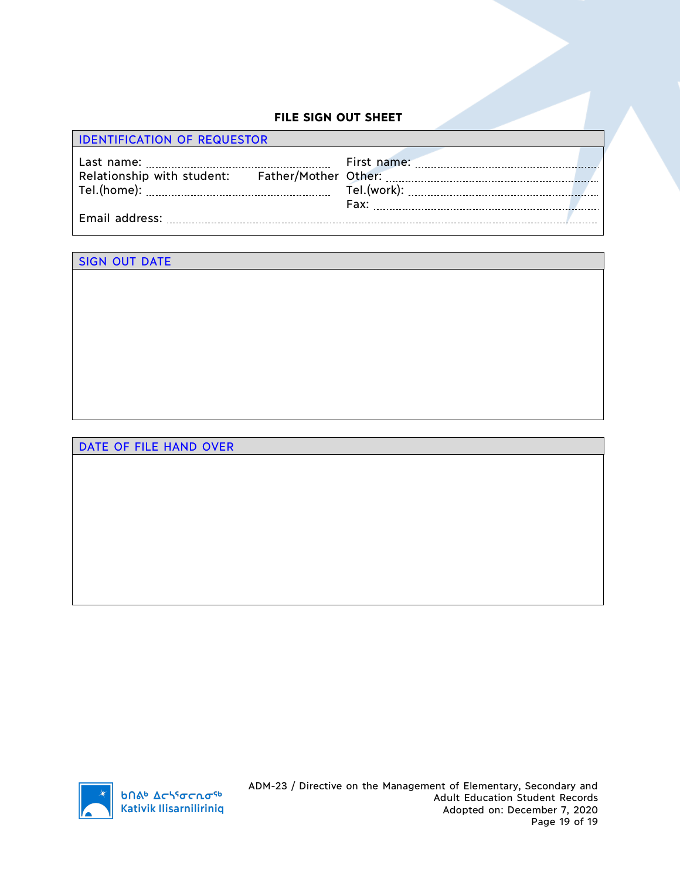**FILE SIGN OUT SHEET**

## IDENTIFICATION OF REQUESTOR

Last name: ........................................ First name: ........................................

Relationship with student: Father/Mother Other: ........................................

Tel.(home): ........................................ Tel.(work): ........................................

Fax: ........................................

Email address: ........................................

## SIGN OUT DATE

## DATE OF FILE HAND OVER